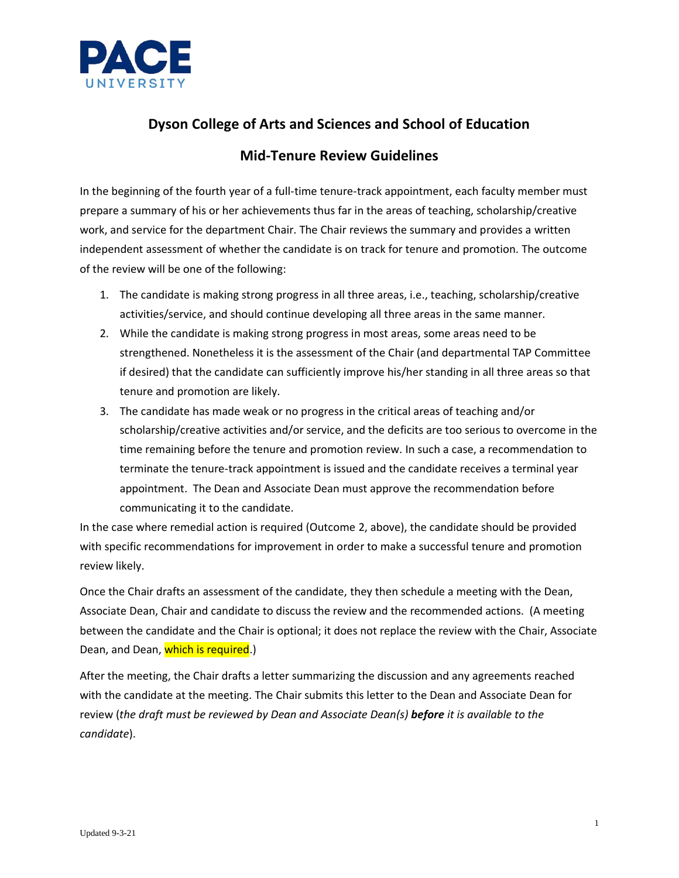# Dyson College of Arts and Sciences and School of Education

## Mid-Tenure Review Guidelines

In the beginning of the fourth year of a full-time tenure-track appointment, each faculty member must prepare a summary of his or her achievements thus far in the areas of teaching, scholarship/creative work, and service for the department Chair. The Chair reviews the summary and provides a written independent assessment of whether the candidate is on track for tenure and promotion. The outcome of the review will be one of the following:

1. The candidate is making strong progress in all three areas, i.e., teaching, scholarship/creative activities/service, and should continue developing all three areas in the same manner.
2. While the candidate is making strong progress in most areas, some areas need to be strengthened. Nonetheless it is the assessment of the Chair (and departmental TAP Committee if desired) that the candidate can sufficiently improve his/her standing in all three areas so that tenure and promotion are likely.
3. The candidate has made weak or no progress in the critical areas of teaching and/or scholarship/creative activities and/or service, and the deficits are too serious to overcome in the time remaining before the tenure and promotion review. In such a case, a recommendation to terminate the tenure-track appointment is issued and the candidate receives a terminal year appointment. The Dean and Associate Dean must approve the recommendation before communicating it to the candidate.

In the case where remedial action is required (Outcome 2, above), the candidate should be provided with specific recommendations for improvement in order to make a successful tenure and promotion review likely.

Once the Chair drafts an assessment of the candidate, they then schedule a meeting with the Dean, Associate Dean, Chair and candidate to discuss the review and the recommended actions. (A meeting between the candidate and the Chair is optional; it does not replace the review with the Chair, Associate Dean, and Dean, which is required.)

After the meeting, the Chair drafts a letter summarizing the discussion and any agreements reached with the candidate at the meeting. The Chair submits this letter to the Dean and Associate Dean for review (*the draft must be reviewed by Dean and Associate Dean(s)* ***before*** *it is available to the candidate*).

Updated 9-3-21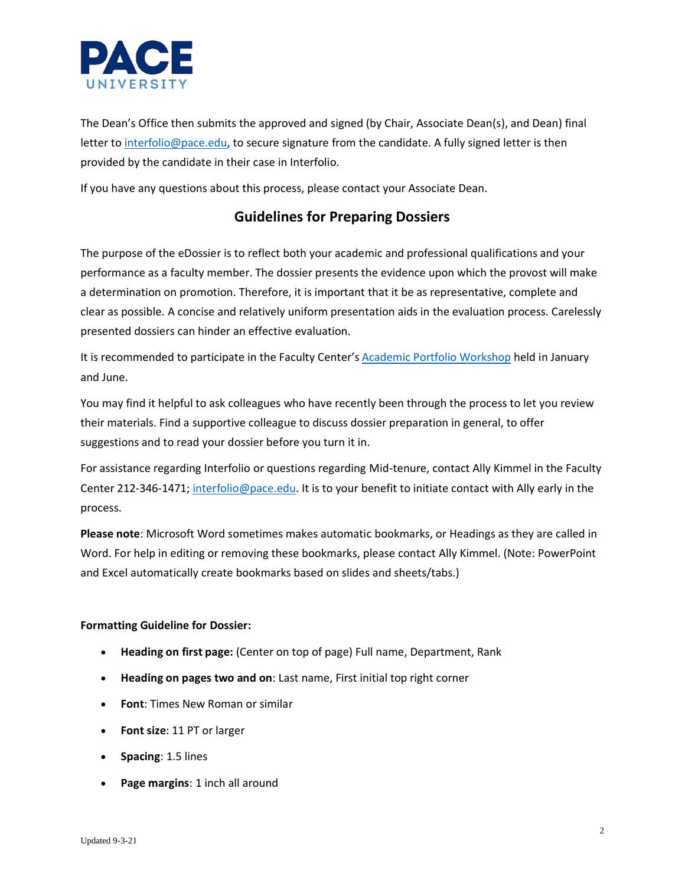The Dean's Office then submits the approved and signed (by Chair, Associate Dean(s), and Dean) final letter to interfolio@pace.edu, to secure signature from the candidate. A fully signed letter is then provided by the candidate in their case in Interfolio.

If you have any questions about this process, please contact your Associate Dean.

## Guidelines for Preparing Dossiers

The purpose of the eDossier is to reflect both your academic and professional qualifications and your performance as a faculty member. The dossier presents the evidence upon which the provost will make a determination on promotion. Therefore, it is important that it be as representative, complete and clear as possible. A concise and relatively uniform presentation aids in the evaluation process. Carelessly presented dossiers can hinder an effective evaluation.

It is recommended to participate in the Faculty Center's Academic Portfolio Workshop held in January and June.

You may find it helpful to ask colleagues who have recently been through the process to let you review their materials. Find a supportive colleague to discuss dossier preparation in general, to offer suggestions and to read your dossier before you turn it in.

For assistance regarding Interfolio or questions regarding Mid-tenure, contact Ally Kimmel in the Faculty Center 212-346-1471; interfolio@pace.edu. It is to your benefit to initiate contact with Ally early in the process.

**Please note**: Microsoft Word sometimes makes automatic bookmarks, or Headings as they are called in Word. For help in editing or removing these bookmarks, please contact Ally Kimmel. (Note: PowerPoint and Excel automatically create bookmarks based on slides and sheets/tabs.)

**Formatting Guideline for Dossier:**

- **Heading on first page:** (Center on top of page) Full name, Department, Rank
- **Heading on pages two and on**: Last name, First initial top right corner
- **Font**: Times New Roman or similar
- **Font size**: 11 PT or larger
- **Spacing**: 1.5 lines
- **Page margins**: 1 inch all around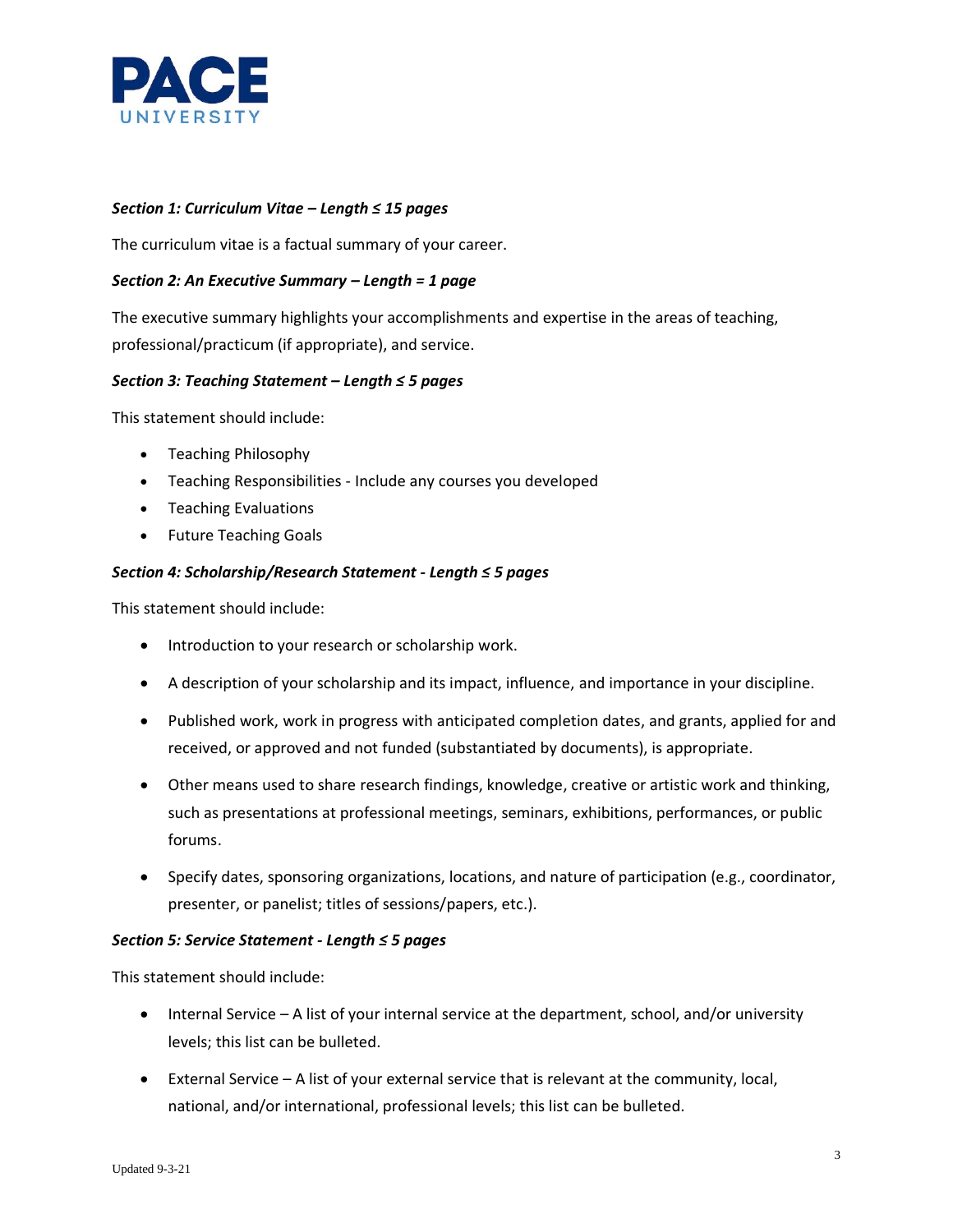***Section 1: Curriculum Vitae – Length ≤ 15 pages***

The curriculum vitae is a factual summary of your career.

***Section 2: An Executive Summary – Length = 1 page***

The executive summary highlights your accomplishments and expertise in the areas of teaching, professional/practicum (if appropriate), and service.

***Section 3: Teaching Statement – Length ≤ 5 pages***

This statement should include:

- Teaching Philosophy
- Teaching Responsibilities - Include any courses you developed
- Teaching Evaluations
- Future Teaching Goals

***Section 4: Scholarship/Research Statement - Length ≤ 5 pages***

This statement should include:

- Introduction to your research or scholarship work.
- A description of your scholarship and its impact, influence, and importance in your discipline.
- Published work, work in progress with anticipated completion dates, and grants, applied for and received, or approved and not funded (substantiated by documents), is appropriate.
- Other means used to share research findings, knowledge, creative or artistic work and thinking, such as presentations at professional meetings, seminars, exhibitions, performances, or public forums.
- Specify dates, sponsoring organizations, locations, and nature of participation (e.g., coordinator, presenter, or panelist; titles of sessions/papers, etc.).

***Section 5: Service Statement - Length ≤ 5 pages***

This statement should include:

- Internal Service – A list of your internal service at the department, school, and/or university levels; this list can be bulleted.
- External Service – A list of your external service that is relevant at the community, local, national, and/or international, professional levels; this list can be bulleted.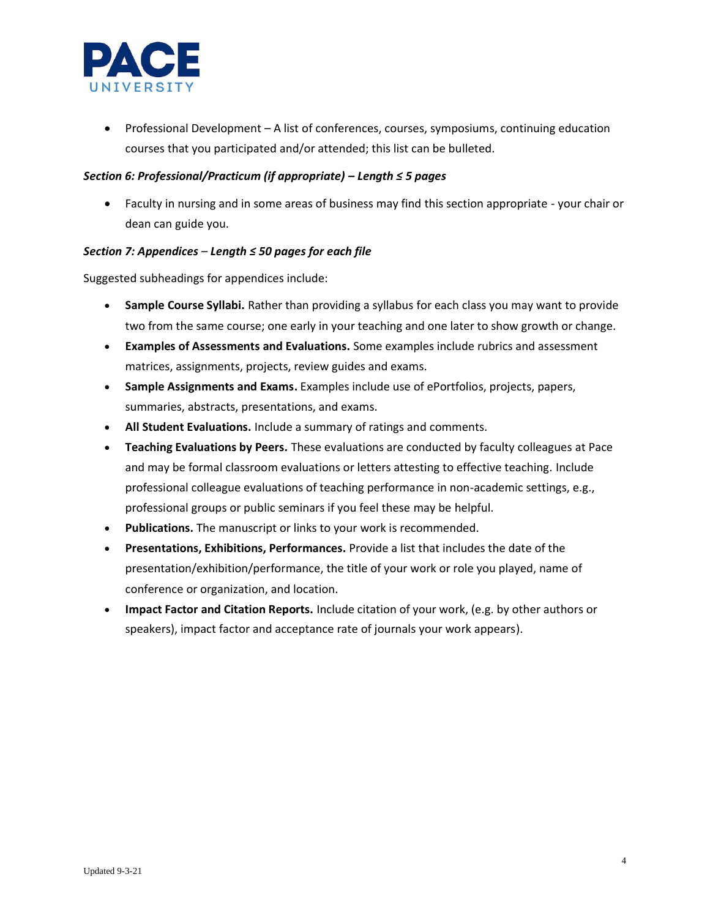- Professional Development – A list of conferences, courses, symposiums, continuing education courses that you participated and/or attended; this list can be bulleted.

***Section 6: Professional/Practicum (if appropriate) – Length ≤ 5 pages***

- Faculty in nursing and in some areas of business may find this section appropriate - your chair or dean can guide you.

***Section 7: Appendices – Length ≤ 50 pages for each file***

Suggested subheadings for appendices include:

- **Sample Course Syllabi.** Rather than providing a syllabus for each class you may want to provide two from the same course; one early in your teaching and one later to show growth or change.
- **Examples of Assessments and Evaluations.** Some examples include rubrics and assessment matrices, assignments, projects, review guides and exams.
- **Sample Assignments and Exams.** Examples include use of ePortfolios, projects, papers, summaries, abstracts, presentations, and exams.
- **All Student Evaluations.** Include a summary of ratings and comments.
- **Teaching Evaluations by Peers.** These evaluations are conducted by faculty colleagues at Pace and may be formal classroom evaluations or letters attesting to effective teaching. Include professional colleague evaluations of teaching performance in non-academic settings, e.g., professional groups or public seminars if you feel these may be helpful.
- **Publications.** The manuscript or links to your work is recommended.
- **Presentations, Exhibitions, Performances.** Provide a list that includes the date of the presentation/exhibition/performance, the title of your work or role you played, name of conference or organization, and location.
- **Impact Factor and Citation Reports.** Include citation of your work, (e.g. by other authors or speakers), impact factor and acceptance rate of journals your work appears).